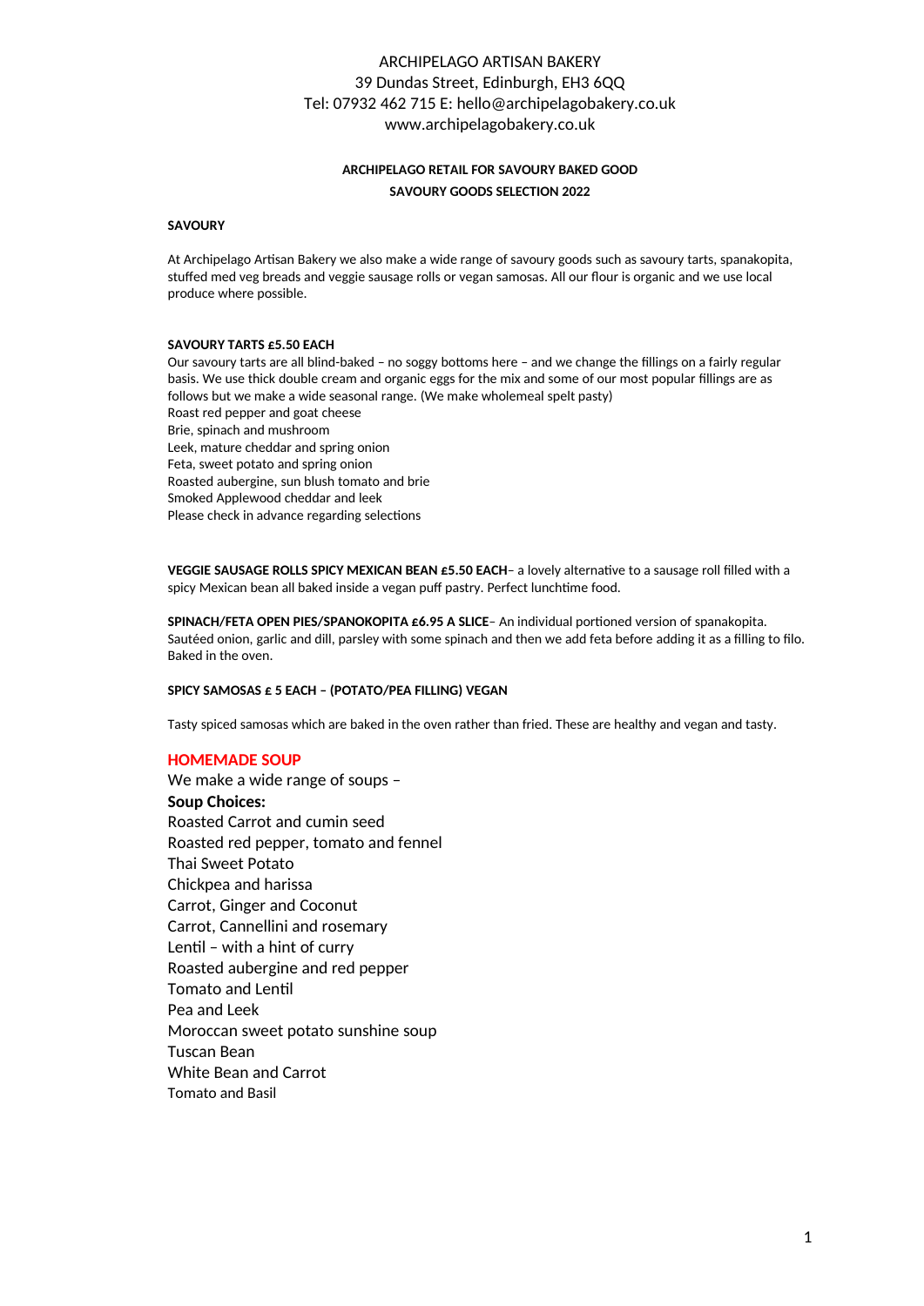ARCHIPELAGO ARTISAN BAKERY
39 Dundas Street, Edinburgh, EH3 6QQ
Tel: 07932 462 715 E: hello@archipelagobakery.co.uk
www.archipelagobakery.co.uk

**ARCHIPELAGO RETAIL FOR SAVOURY BAKED GOOD**

**SAVOURY GOODS SELECTION 2022**

**SAVOURY**

At Archipelago Artisan Bakery we also make a wide range of savoury goods such as savoury tarts, spanakopita, stuffed med veg breads and veggie sausage rolls or vegan samosas. All our flour is organic and we use local produce where possible.

**SAVOURY TARTS £5.50 EACH**

Our savoury tarts are all blind-baked – no soggy bottoms here – and we change the fillings on a fairly regular basis. We use thick double cream and organic eggs for the mix and some of our most popular fillings are as follows but we make a wide seasonal range. (We make wholemeal spelt pasty)

Roast red pepper and goat cheese
Brie, spinach and mushroom
Leek, mature cheddar and spring onion
Feta, sweet potato and spring onion
Roasted aubergine, sun blush tomato and brie
Smoked Applewood cheddar and leek
Please check in advance regarding selections

**VEGGIE SAUSAGE ROLLS SPICY MEXICAN BEAN £5.50 EACH**– a lovely alternative to a sausage roll filled with a spicy Mexican bean all baked inside a vegan puff pastry. Perfect lunchtime food.

**SPINACH/FETA OPEN PIES/SPANOKOPITA £6.95 A SLICE**– An individual portioned version of spanakopita. Sautéed onion, garlic and dill, parsley with some spinach and then we add feta before adding it as a filling to filo. Baked in the oven.

**SPICY SAMOSAS £ 5 EACH – (POTATO/PEA FILLING) VEGAN**

Tasty spiced samosas which are baked in the oven rather than fried. These are healthy and vegan and tasty.

## HOMEMADE SOUP

We make a wide range of soups –

**Soup Choices:**

Roasted Carrot and cumin seed
Roasted red pepper, tomato and fennel
Thai Sweet Potato
Chickpea and harissa
Carrot, Ginger and Coconut
Carrot, Cannellini and rosemary
Lentil – with a hint of curry
Roasted aubergine and red pepper
Tomato and Lentil
Pea and Leek
Moroccan sweet potato sunshine soup
Tuscan Bean
White Bean and Carrot
Tomato and Basil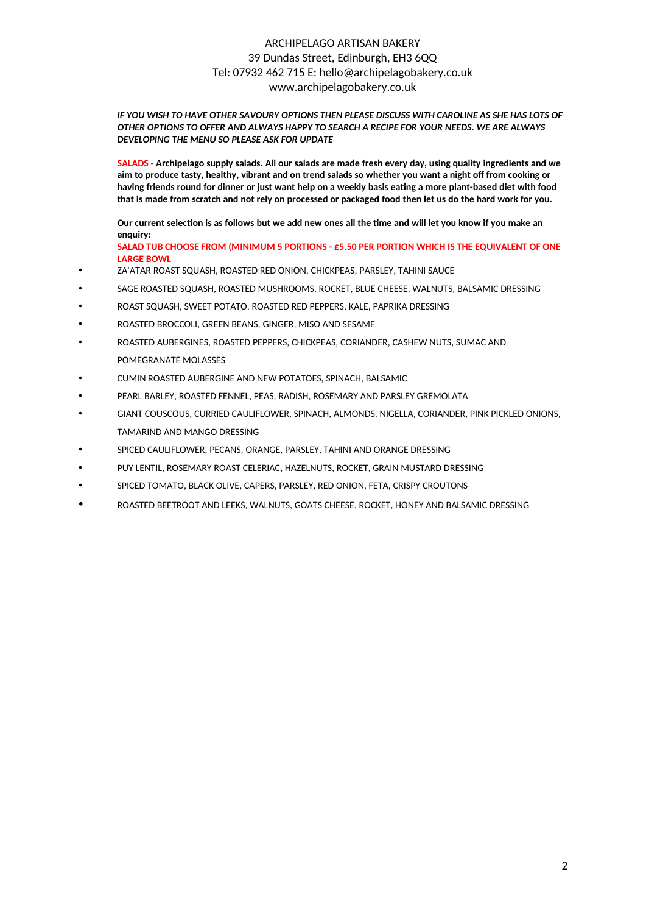ARCHIPELAGO ARTISAN BAKERY
39 Dundas Street, Edinburgh, EH3 6QQ
Tel: 07932 462 715 E: hello@archipelagobakery.co.uk
www.archipelagobakery.co.uk

***IF YOU WISH TO HAVE OTHER SAVOURY OPTIONS THEN PLEASE DISCUSS WITH CAROLINE AS SHE HAS LOTS OF OTHER OPTIONS TO OFFER AND ALWAYS HAPPY TO SEARCH A RECIPE FOR YOUR NEEDS. WE ARE ALWAYS DEVELOPING THE MENU SO PLEASE ASK FOR UPDATE***

**SALADS - Archipelago supply salads. All our salads are made fresh every day, using quality ingredients and we aim to produce tasty, healthy, vibrant and on trend salads so whether you want a night off from cooking or having friends round for dinner or just want help on a weekly basis eating a more plant-based diet with food that is made from scratch and not rely on processed or packaged food then let us do the hard work for you.**

**Our current selection is as follows but we add new ones all the time and will let you know if you make an enquiry:**

**SALAD TUB CHOOSE FROM (MINIMUM 5 PORTIONS - £5.50 PER PORTION WHICH IS THE EQUIVALENT OF ONE LARGE BOWL**

- ZA'ATAR ROAST SQUASH, ROASTED RED ONION, CHICKPEAS, PARSLEY, TAHINI SAUCE
- SAGE ROASTED SQUASH, ROASTED MUSHROOMS, ROCKET, BLUE CHEESE, WALNUTS, BALSAMIC DRESSING
- ROAST SQUASH, SWEET POTATO, ROASTED RED PEPPERS, KALE, PAPRIKA DRESSING
- ROASTED BROCCOLI, GREEN BEANS, GINGER, MISO AND SESAME
- ROASTED AUBERGINES, ROASTED PEPPERS, CHICKPEAS, CORIANDER, CASHEW NUTS, SUMAC AND POMEGRANATE MOLASSES
- CUMIN ROASTED AUBERGINE AND NEW POTATOES, SPINACH, BALSAMIC
- PEARL BARLEY, ROASTED FENNEL, PEAS, RADISH, ROSEMARY AND PARSLEY GREMOLATA
- GIANT COUSCOUS, CURRIED CAULIFLOWER, SPINACH, ALMONDS, NIGELLA, CORIANDER, PINK PICKLED ONIONS, TAMARIND AND MANGO DRESSING
- SPICED CAULIFLOWER, PECANS, ORANGE, PARSLEY, TAHINI AND ORANGE DRESSING
- PUY LENTIL, ROSEMARY ROAST CELERIAC, HAZELNUTS, ROCKET, GRAIN MUSTARD DRESSING
- SPICED TOMATO, BLACK OLIVE, CAPERS, PARSLEY, RED ONION, FETA, CRISPY CROUTONS
- ROASTED BEETROOT AND LEEKS, WALNUTS, GOATS CHEESE, ROCKET, HONEY AND BALSAMIC DRESSING